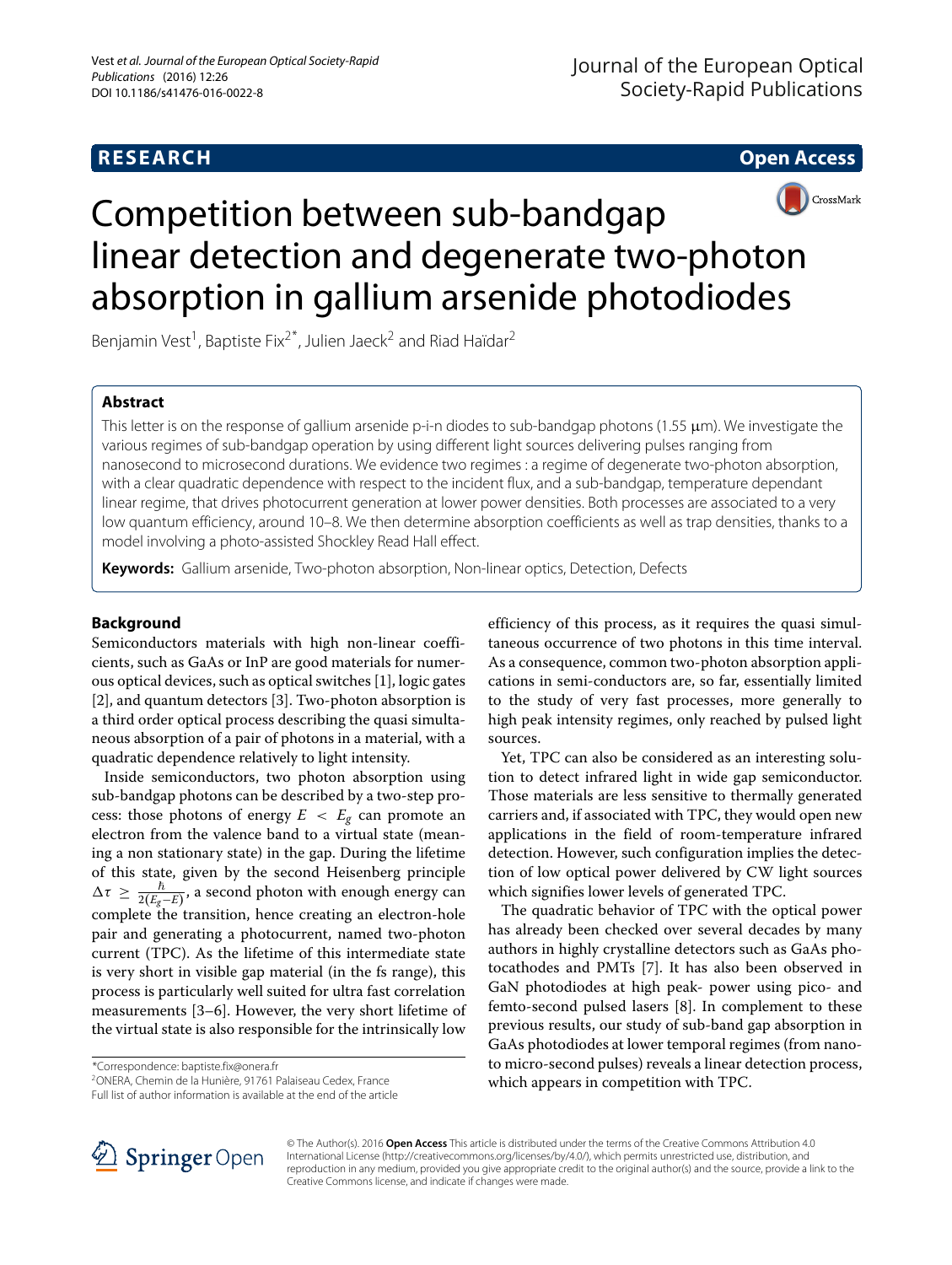RESEARCH | Open Access

# Competition between sub-bandgap linear detection and degenerate two-photon absorption in gallium arsenide photodiodes

Benjamin Vest[1], Baptiste Fix[2*], Julien Jaeck[2] and Riad Haïdar[2]

## Abstract

This letter is on the response of gallium arsenide p-i-n diodes to sub-bandgap photons (1.55 μm). We investigate the various regimes of sub-bandgap operation by using different light sources delivering pulses ranging from nanosecond to microsecond durations. We evidence two regimes : a regime of degenerate two-photon absorption, with a clear quadratic dependence with respect to the incident flux, and a sub-bandgap, temperature dependant linear regime, that drives photocurrent generation at lower power densities. Both processes are associated to a very low quantum efficiency, around 10–8. We then determine absorption coefficients as well as trap densities, thanks to a model involving a photo-assisted Shockley Read Hall effect.

**Keywords:** Gallium arsenide, Two-photon absorption, Non-linear optics, Detection, Defects

## Background

Semiconductors materials with high non-linear coefficients, such as GaAs or InP are good materials for numerous optical devices, such as optical switches [1], logic gates [2], and quantum detectors [3]. Two-photon absorption is a third order optical process describing the quasi simultaneous absorption of a pair of photons in a material, with a quadratic dependence relatively to light intensity.

Inside semiconductors, two photon absorption using sub-bandgap photons can be described by a two-step process: those photons of energy $E < E_g$ can promote an electron from the valence band to a virtual state (meaning a non stationary state) in the gap. During the lifetime of this state, given by the second Heisenberg principle $\Delta\tau \geq \frac{\hbar}{2(E_g - E)}$, a second photon with enough energy can complete the transition, hence creating an electron-hole pair and generating a photocurrent, named two-photon current (TPC). As the lifetime of this intermediate state is very short in visible gap material (in the fs range), this process is particularly well suited for ultra fast correlation measurements [3–6]. However, the very short lifetime of the virtual state is also responsible for the intrinsically low efficiency of this process, as it requires the quasi simultaneous occurrence of two photons in this time interval. As a consequence, common two-photon absorption applications in semi-conductors are, so far, essentially limited to the study of very fast processes, more generally to high peak intensity regimes, only reached by pulsed light sources.

Yet, TPC can also be considered as an interesting solution to detect infrared light in wide gap semiconductor. Those materials are less sensitive to thermally generated carriers and, if associated with TPC, they would open new applications in the field of room-temperature infrared detection. However, such configuration implies the detection of low optical power delivered by CW light sources which signifies lower levels of generated TPC.

The quadratic behavior of TPC with the optical power has already been checked over several decades by many authors in highly crystalline detectors such as GaAs photocathodes and PMTs [7]. It has also been observed in GaN photodiodes at high peak- power using pico- and femto-second pulsed lasers [8]. In complement to these previous results, our study of sub-band gap absorption in GaAs photodiodes at lower temporal regimes (from nano- to micro-second pulses) reveals a linear detection process, which appears in competition with TPC.

*Correspondence: baptiste.fix@onera.fr
[2]ONERA, Chemin de la Hunière, 91761 Palaiseau Cedex, France
Full list of author information is available at the end of the article

© The Author(s). 2016 **Open Access** This article is distributed under the terms of the Creative Commons Attribution 4.0 International License (http://creativecommons.org/licenses/by/4.0/), which permits unrestricted use, distribution, and reproduction in any medium, provided you give appropriate credit to the original author(s) and the source, provide a link to the Creative Commons license, and indicate if changes were made.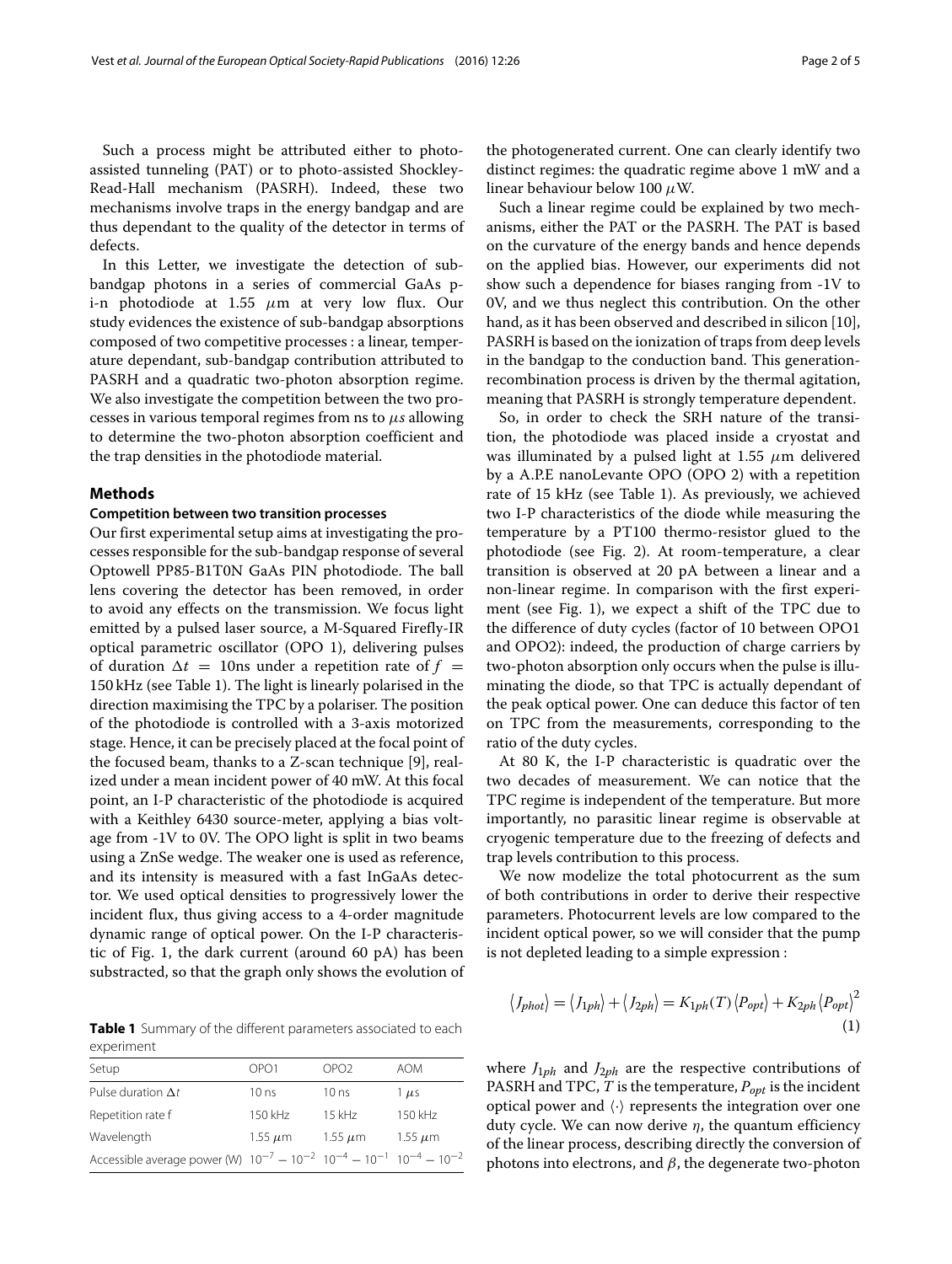Such a process might be attributed either to photo-assisted tunneling (PAT) or to photo-assisted Shockley-Read-Hall mechanism (PASRH). Indeed, these two mechanisms involve traps in the energy bandgap and are thus dependant to the quality of the detector in terms of defects.

In this Letter, we investigate the detection of sub-bandgap photons in a series of commercial GaAs p-i-n photodiode at 1.55 $\mu$m at very low flux. Our study evidences the existence of sub-bandgap absorptions composed of two competitive processes : a linear, temperature dependant, sub-bandgap contribution attributed to PASRH and a quadratic two-photon absorption regime. We also investigate the competition between the two processes in various temporal regimes from ns to $\mu s$ allowing to determine the two-photon absorption coefficient and the trap densities in the photodiode material.

## Methods

### Competition between two transition processes

Our first experimental setup aims at investigating the processes responsible for the sub-bandgap response of several Optowell PP85-B1T0N GaAs PIN photodiode. The ball lens covering the detector has been removed, in order to avoid any effects on the transmission. We focus light emitted by a pulsed laser source, a M-Squared Firefly-IR optical parametric oscillator (OPO 1), delivering pulses of duration $\Delta t$ = 10ns under a repetition rate of $f$ = 150 kHz (see Table 1). The light is linearly polarised in the direction maximising the TPC by a polariser. The position of the photodiode is controlled with a 3-axis motorized stage. Hence, it can be precisely placed at the focal point of the focused beam, thanks to a Z-scan technique [9], realized under a mean incident power of 40 mW. At this focal point, an I-P characteristic of the photodiode is acquired with a Keithley 6430 source-meter, applying a bias voltage from -1V to 0V. The OPO light is split in two beams using a ZnSe wedge. The weaker one is used as reference, and its intensity is measured with a fast InGaAs detector. We used optical densities to progressively lower the incident flux, thus giving access to a 4-order magnitude dynamic range of optical power. On the I-P characteristic of Fig. 1, the dark current (around 60 pA) has been substracted, so that the graph only shows the evolution of the photogenerated current. One can clearly identify two distinct regimes: the quadratic regime above 1 mW and a linear behaviour below 100 $\mu$W.

**Table 1** Summary of the different parameters associated to each experiment

| Setup | OPO1 | OPO2 | AOM |
|---|---|---|---|
| Pulse duration $\Delta t$ | 10 ns | 10 ns | 1 $\mu$s |
| Repetition rate f | 150 kHz | 15 kHz | 150 kHz |
| Wavelength | 1.55 $\mu$m | 1.55 $\mu$m | 1.55 $\mu$m |
| Accessible average power (W) | $10^{-7}-10^{-2}$ | $10^{-4}-10^{-1}$ | $10^{-4}-10^{-2}$ |

Such a linear regime could be explained by two mechanisms, either the PAT or the PASRH. The PAT is based on the curvature of the energy bands and hence depends on the applied bias. However, our experiments did not show such a dependence for biases ranging from -1V to 0V, and we thus neglect this contribution. On the other hand, as it has been observed and described in silicon [10], PASRH is based on the ionization of traps from deep levels in the bandgap to the conduction band. This generation-recombination process is driven by the thermal agitation, meaning that PASRH is strongly temperature dependent.

So, in order to check the SRH nature of the transition, the photodiode was placed inside a cryostat and was illuminated by a pulsed light at 1.55 $\mu$m delivered by a A.P.E nanoLevante OPO (OPO 2) with a repetition rate of 15 kHz (see Table 1). As previously, we achieved two I-P characteristics of the diode while measuring the temperature by a PT100 thermo-resistor glued to the photodiode (see Fig. 2). At room-temperature, a clear transition is observed at 20 pA between a linear and a non-linear regime. In comparison with the first experiment (see Fig. 1), we expect a shift of the TPC due to the difference of duty cycles (factor of 10 between OPO1 and OPO2): indeed, the production of charge carriers by two-photon absorption only occurs when the pulse is illuminating the diode, so that TPC is actually dependant of the peak optical power. One can deduce this factor of ten on TPC from the measurements, corresponding to the ratio of the duty cycles.

At 80 K, the I-P characteristic is quadratic over the two decades of measurement. We can notice that the TPC regime is independent of the temperature. But more importantly, no parasitic linear regime is observable at cryogenic temperature due to the freezing of defects and trap levels contribution to this process.

We now modelize the total photocurrent as the sum of both contributions in order to derive their respective parameters. Photocurrent levels are low compared to the incident optical power, so we will consider that the pump is not depleted leading to a simple expression :

$$\langle J_{phot} \rangle = \langle J_{1ph} \rangle + \langle J_{2ph} \rangle = K_{1ph}(T) \langle P_{opt} \rangle + K_{2ph} \langle P_{opt} \rangle^2 \quad (1)$$

where $J_{1ph}$ and $J_{2ph}$ are the respective contributions of PASRH and TPC, $T$ is the temperature, $P_{opt}$ is the incident optical power and $\langle \cdot \rangle$ represents the integration over one duty cycle. We can now derive $\eta$, the quantum efficiency of the linear process, describing directly the conversion of photons into electrons, and $\beta$, the degenerate two-photon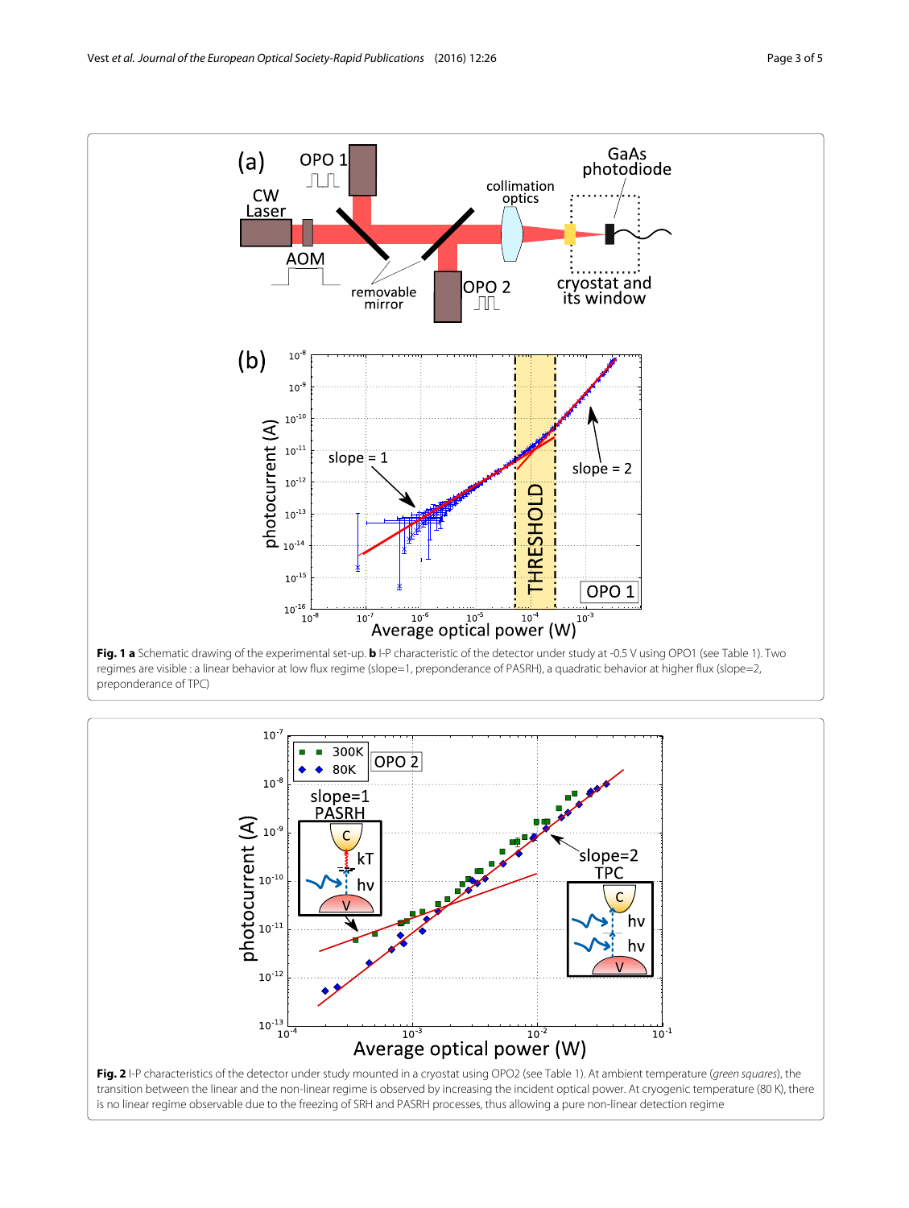**Fig. 1** **a** Schematic drawing of the experimental set-up. **b** I-P characteristic of the detector under study at -0.5 V using OPO1 (see Table 1). Two regimes are visible : a linear behavior at low flux regime (slope=1, preponderance of PASRH), a quadratic behavior at higher flux (slope=2, preponderance of TPC)

**Fig. 2** I-P characteristics of the detector under study mounted in a cryostat using OPO2 (see Table 1). At ambient temperature (*green squares*), the transition between the linear and the non-linear regime is observed by increasing the incident optical power. At cryogenic temperature (80 K), there is no linear regime observable due to the freezing of SRH and PASRH processes, thus allowing a pure non-linear detection regime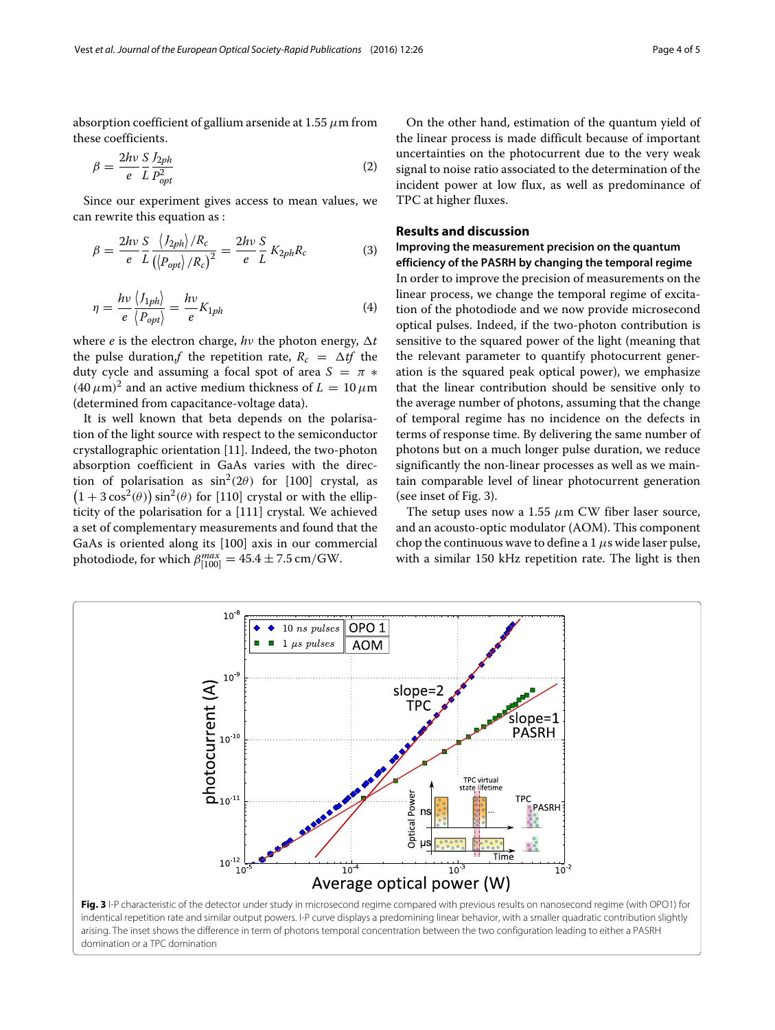absorption coefficient of gallium arsenide at 1.55 $\mu$m from these coefficients.

$$\beta = \frac{2h\nu}{e}\frac{S}{L}\frac{J_{2ph}}{P_{opt}^2} \tag{2}$$

Since our experiment gives access to mean values, we can rewrite this equation as :

$$\beta = \frac{2h\nu}{e}\frac{S}{L}\frac{\langle J_{2ph}\rangle /R_c}{\left(\langle P_{opt}\rangle /R_c\right)^2} = \frac{2h\nu}{e}\frac{S}{L}K_{2ph}R_c \tag{3}$$

$$\eta = \frac{h\nu}{e}\frac{\langle J_{1ph}\rangle}{\langle P_{opt}\rangle} = \frac{h\nu}{e}K_{1ph} \tag{4}$$

where $e$ is the electron charge, $h\nu$ the photon energy, $\Delta t$ the pulse duration,$f$ the repetition rate, $R_c = \Delta t f$ the duty cycle and assuming a focal spot of area $S = \pi * (40\,\mu\text{m})^2$ and an active medium thickness of $L = 10\,\mu$m (determined from capacitance-voltage data).

It is well known that beta depends on the polarisation of the light source with respect to the semiconductor crystallographic orientation [11]. Indeed, the two-photon absorption coefficient in GaAs varies with the direction of polarisation as $\sin^2(2\theta)$ for [100] crystal, as $\left(1 + 3\cos^2(\theta)\right)\sin^2(\theta)$ for [110] crystal or with the ellipticity of the polarisation for a [111] crystal. We achieved a set of complementary measurements and found that the GaAs is oriented along its [100] axis in our commercial photodiode, for which $\beta^{max}_{[100]} = 45.4 \pm 7.5$ cm/GW.

On the other hand, estimation of the quantum yield of the linear process is made difficult because of important uncertainties on the photocurrent due to the very weak signal to noise ratio associated to the determination of the incident power at low flux, as well as predominance of TPC at higher fluxes.

## Results and discussion

### Improving the measurement precision on the quantum efficiency of the PASRH by changing the temporal regime

In order to improve the precision of measurements on the linear process, we change the temporal regime of excitation of the photodiode and we now provide microsecond optical pulses. Indeed, if the two-photon contribution is sensitive to the squared power of the light (meaning that the relevant parameter to quantify photocurrent generation is the squared peak optical power), we emphasize that the linear contribution should be sensitive only to the average number of photons, assuming that the change of temporal regime has no incidence on the defects in terms of response time. By delivering the same number of photons but on a much longer pulse duration, we reduce significantly the non-linear processes as well as we maintain comparable level of linear photocurrent generation (see inset of Fig. 3).

The setup uses now a 1.55 $\mu$m CW fiber laser source, and an acousto-optic modulator (AOM). This component chop the continuous wave to define a 1 $\mu$s wide laser pulse, with a similar 150 kHz repetition rate. The light is then

**Fig. 3** I-P characteristic of the detector under study in microsecond regime compared with previous results on nanosecond regime (with OPO1) for indentical repetition rate and similar output powers. I-P curve displays a predomining linear behavior, with a smaller quadratic contribution slightly arising. The inset shows the difference in term of photons temporal concentration between the two configuration leading to either a PASRH domination or a TPC domination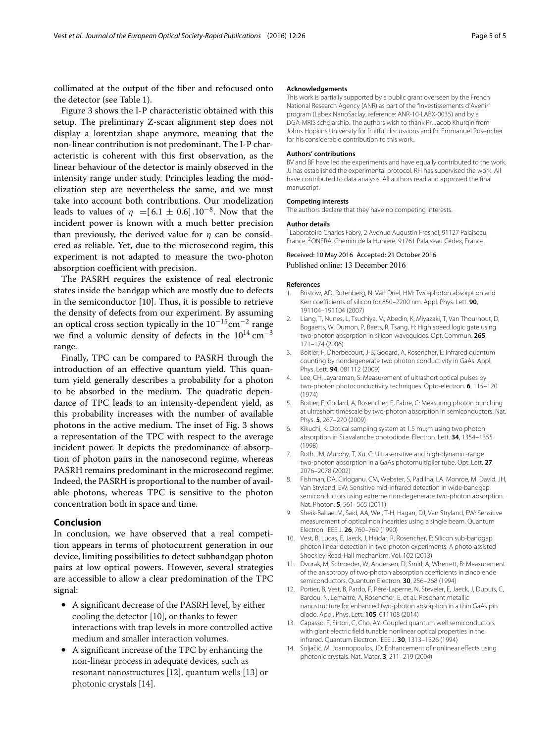collimated at the output of the fiber and refocused onto the detector (see Table 1).

Figure 3 shows the I-P characteristic obtained with this setup. The preliminary Z-scan alignment step does not display a lorentzian shape anymore, meaning that the non-linear contribution is not predominant. The I-P characteristic is coherent with this first observation, as the linear behaviour of the detector is mainly observed in the intensity range under study. Principles leading the modelization step are nevertheless the same, and we must take into account both contributions. Our modelization leads to values of $\eta = [6.1 \pm 0.6] .10^{-8}$. Now that the incident power is known with a much better precision than previously, the derived value for $\eta$ can be considered as reliable. Yet, due to the microsecond regim, this experiment is not adapted to measure the two-photon absorption coefficient with precision.

The PASRH requires the existence of real electronic states inside the bandgap which are mostly due to defects in the semiconductor [10]. Thus, it is possible to retrieve the density of defects from our experiment. By assuming an optical cross section typically in the $10^{-15}\text{cm}^{-2}$ range we find a volumic density of defects in the $10^{14}\,\text{cm}^{-3}$ range.

Finally, TPC can be compared to PASRH through the introduction of an effective quantum yield. This quantum yield generally describes a probability for a photon to be absorbed in the medium. The quadratic dependance of TPC leads to an intensity-dependent yield, as this probability increases with the number of available photons in the active medium. The inset of Fig. 3 shows a representation of the TPC with respect to the average incident power. It depicts the predominance of absorption of photon pairs in the nanosecond regime, whereas PASRH remains predominant in the microsecond regime. Indeed, the PASRH is proportional to the number of available photons, whereas TPC is sensitive to the photon concentration both in space and time.

## Conclusion

In conclusion, we have observed that a real competition appears in terms of photocurrent generation in our device, limiting possibilities to detect subbandgap photon pairs at low optical powers. However, several strategies are accessible to allow a clear predomination of the TPC signal:

- A significant decrease of the PASRH level, by either cooling the detector [10], or thanks to fewer interactions with trap levels in more controlled active medium and smaller interaction volumes.
- A significant increase of the TPC by enhancing the non-linear process in adequate devices, such as resonant nanostructures [12], quantum wells [13] or photonic crystals [14].

#### Acknowledgements

This work is partially supported by a public grant overseen by the French National Research Agency (ANR) as part of the "Investissements d'Avenir" program (Labex NanoSaclay, reference: ANR-10-LABX-0035) and by a DGA-MRIS scholarship. The authors wish to thank Pr. Jacob Khurgin from Johns Hopkins University for fruitful discussions and Pr. Emmanuel Rosencher for his considerable contribution to this work.

#### Authors' contributions

BV and BF have led the experiments and have equally contributed to the work. JJ has established the experimental protocol. RH has supervised the work. All have contributed to data analysis. All authors read and approved the final manuscript.

#### Competing interests

The authors declare that they have no competing interests.

#### Author details

[1]Laboratoire Charles Fabry, 2 Avenue Augustin Fresnel, 91127 Palaiseau, France. [2]ONERA, Chemin de la Hunière, 91761 Palaiseau Cedex, France.

Received: 10 May 2016 Accepted: 21 October 2016
Published online: 13 December 2016

#### References

1. Bristow, AD, Rotenberg, N, Van Driel, HM: Two-photon absorption and Kerr coefficients of silicon for 850–2200 nm. Appl. Phys. Lett. **90**, 191104–191104 (2007)
2. Liang, T, Nunes, L, Tsuchiya, M, Abedin, K, Miyazaki, T, Van Thourhout, D, Bogaerts, W, Dumon, P, Baets, R, Tsang, H: High speed logic gate using two-photon absorption in silicon waveguides. Opt. Commun. **265**, 171–174 (2006)
3. Boitier, F, Dherbecourt, J-B, Godard, A, Rosencher, E: Infrared quantum counting by nondegenerate two photon conductivity in GaAs. Appl. Phys. Lett. **94**, 081112 (2009)
4. Lee, CH, Jayaraman, S: Measurement of ultrashort optical pulses by two-photon photoconductivity techniques. Opto-electron. **6**, 115–120 (1974)
5. Boitier, F, Godard, A, Rosencher, E, Fabre, C: Measuring photon bunching at ultrashort timescale by two-photon absorption in semiconductors. Nat. Phys. **5**, 267–270 (2009)
6. Kikuchi, K: Optical sampling system at 1.5 mu;m using two photon absorption in Si avalanche photodiode. Electron. Lett. **34**, 1354–1355 (1998)
7. Roth, JM, Murphy, T, Xu, C: Ultrasensitive and high-dynamic-range two-photon absorption in a GaAs photomultiplier tube. Opt. Lett. **27**, 2076–2078 (2002)
8. Fishman, DA, Cirloganu, CM, Webster, S, Padilha, LA, Monroe, M, David, JH, Van Stryland, EW: Sensitive mid-infrared detection in wide-bandgap semiconductors using extreme non-degenerate two-photon absorption. Nat. Photon. **5**, 561–565 (2011)
9. Sheik-Bahae, M, Said, AA, Wei, T-H, Hagan, DJ, Van Stryland, EW: Sensitive measurement of optical nonlinearities using a single beam. Quantum Electron. IEEE J. **26**, 760–769 (1990)
10. Vest, B, Lucas, E, Jaeck, J, Haidar, R, Rosencher, E: Silicon sub-bandgap photon linear detection in two-photon experiments: A photo-assisted Shockley-Read-Hall mechanism, Vol. 102 (2013)
11. Dvorak, M, Schroeder, W, Andersen, D, Smirl, A, Wherrett, B: Measurement of the anisotropy of two-photon absorption coefficients in zincblende semiconductors. Quantum Electron. **30**, 256–268 (1994)
12. Portier, B, Vest, B, Pardo, F, Péré-Laperne, N, Steveler, E, Jaeck, J, Dupuis, C, Bardou, N, Lemaitre, A, Rosencher, E, et al.: Resonant metallic nanostructure for enhanced two-photon absorption in a thin GaAs pin diode. Appl. Phys. Lett. **105**, 011108 (2014)
13. Capasso, F, Sirtori, C, Cho, AY: Coupled quantum well semiconductors with giant electric field tunable nonlinear optical properties in the infrared. Quantum Electron. IEEE J. **30**, 1313–1326 (1994)
14. Soljačić, M, Joannopoulos, JD: Enhancement of nonlinear effects using photonic crystals. Nat. Mater. **3**, 211–219 (2004)